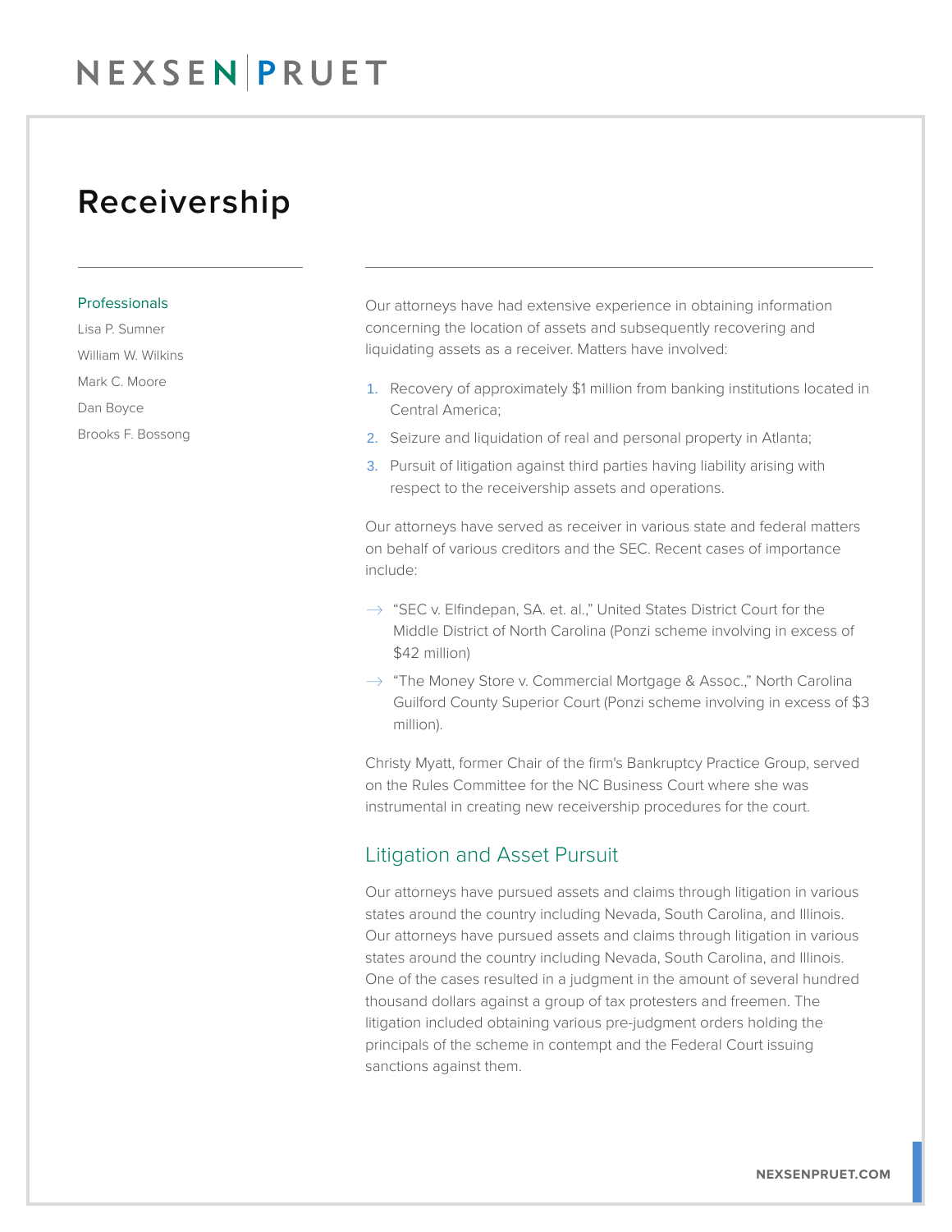# Receivership

## Professionals

Lisa P. Sumner

William W. Wilkins

Mark C. Moore

Dan Boyce

Brooks F. Bossong

Our attorneys have had extensive experience in obtaining information concerning the location of assets and subsequently recovering and liquidating assets as a receiver. Matters have involved:

1. Recovery of approximately $1 million from banking institutions located in Central America;
2. Seizure and liquidation of real and personal property in Atlanta;
3. Pursuit of litigation against third parties having liability arising with respect to the receivership assets and operations.

Our attorneys have served as receiver in various state and federal matters on behalf of various creditors and the SEC. Recent cases of importance include:

- "SEC v. Elfindepan, SA. et. al.," United States District Court for the Middle District of North Carolina (Ponzi scheme involving in excess of $42 million)
- "The Money Store v. Commercial Mortgage & Assoc.," North Carolina Guilford County Superior Court (Ponzi scheme involving in excess of $3 million).

Christy Myatt, former Chair of the firm's Bankruptcy Practice Group, served on the Rules Committee for the NC Business Court where she was instrumental in creating new receivership procedures for the court.

## Litigation and Asset Pursuit

Our attorneys have pursued assets and claims through litigation in various states around the country including Nevada, South Carolina, and Illinois. Our attorneys have pursued assets and claims through litigation in various states around the country including Nevada, South Carolina, and Illinois. One of the cases resulted in a judgment in the amount of several hundred thousand dollars against a group of tax protesters and freemen. The litigation included obtaining various pre-judgment orders holding the principals of the scheme in contempt and the Federal Court issuing sanctions against them.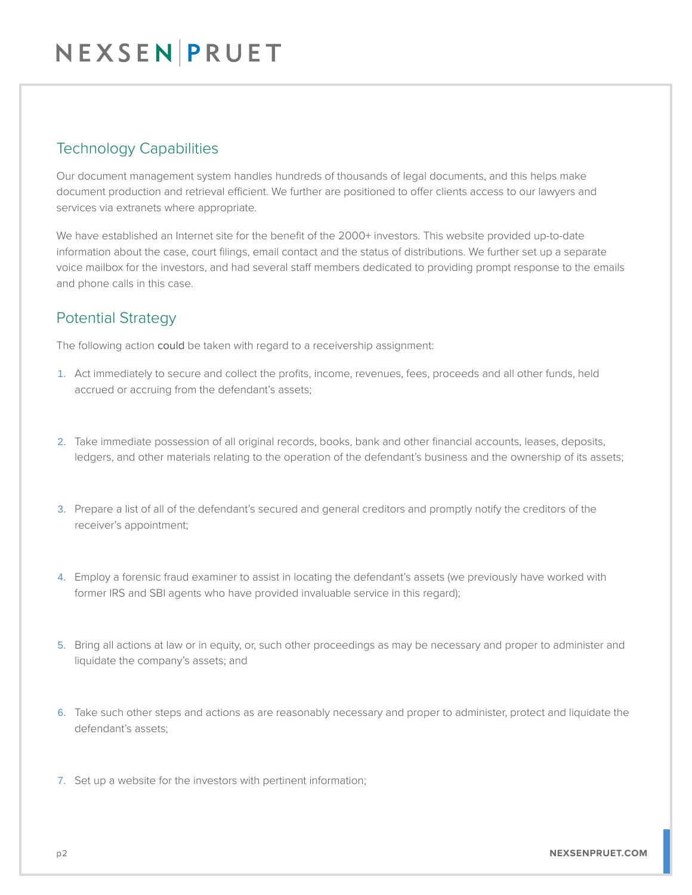## Technology Capabilities

Our document management system handles hundreds of thousands of legal documents, and this helps make document production and retrieval efficient. We further are positioned to offer clients access to our lawyers and services via extranets where appropriate.

We have established an Internet site for the benefit of the 2000+ investors. This website provided up-to-date information about the case, court filings, email contact and the status of distributions. We further set up a separate voice mailbox for the investors, and had several staff members dedicated to providing prompt response to the emails and phone calls in this case.

## Potential Strategy

The following action could be taken with regard to a receivership assignment:

1. Act immediately to secure and collect the profits, income, revenues, fees, proceeds and all other funds, held accrued or accruing from the defendant's assets;

2. Take immediate possession of all original records, books, bank and other financial accounts, leases, deposits, ledgers, and other materials relating to the operation of the defendant's business and the ownership of its assets;

3. Prepare a list of all of the defendant's secured and general creditors and promptly notify the creditors of the receiver's appointment;

4. Employ a forensic fraud examiner to assist in locating the defendant's assets (we previously have worked with former IRS and SBI agents who have provided invaluable service in this regard);

5. Bring all actions at law or in equity, or, such other proceedings as may be necessary and proper to administer and liquidate the company's assets; and

6. Take such other steps and actions as are reasonably necessary and proper to administer, protect and liquidate the defendant's assets;

7. Set up a website for the investors with pertinent information;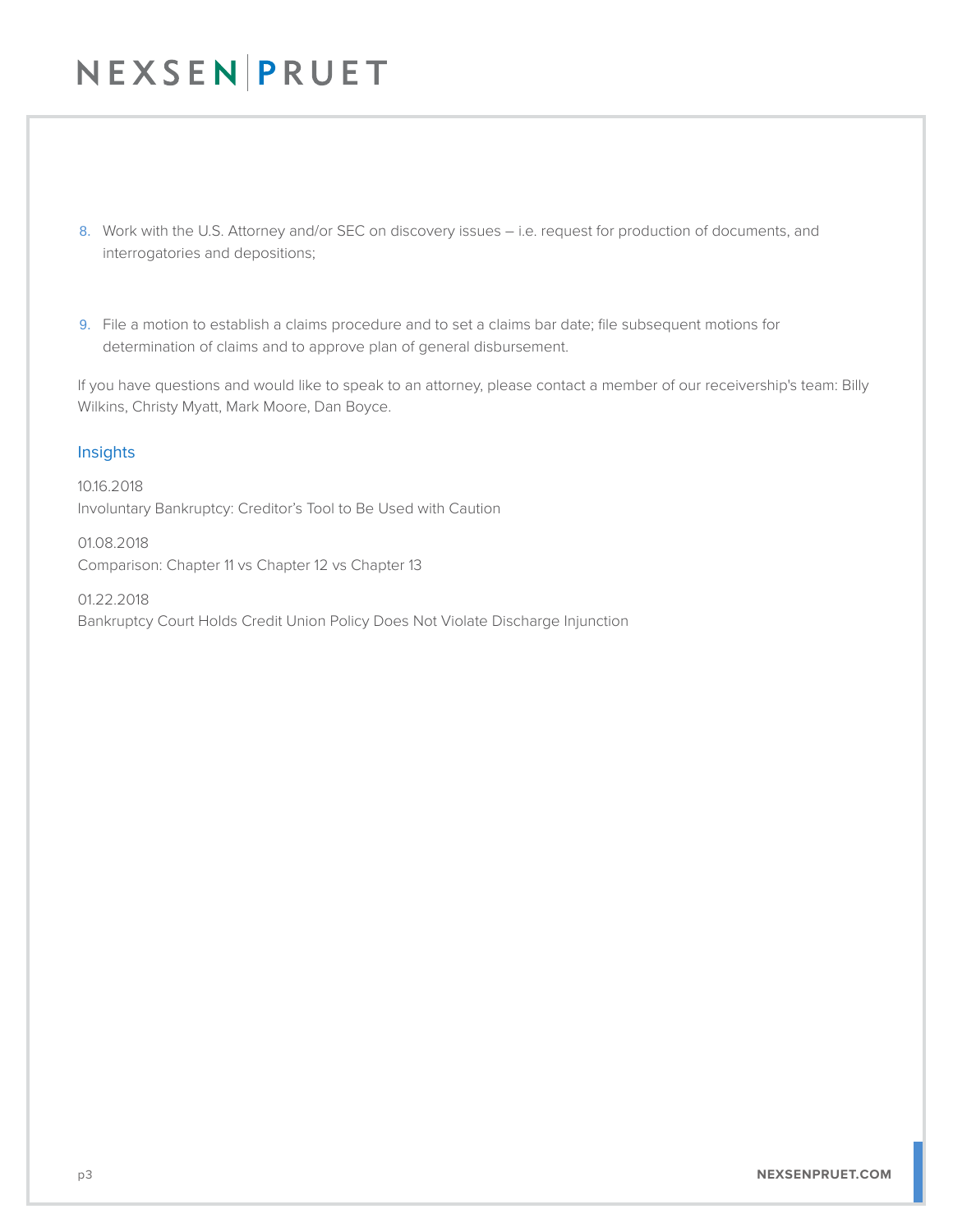8. Work with the U.S. Attorney and/or SEC on discovery issues – i.e. request for production of documents, and interrogatories and depositions;

9. File a motion to establish a claims procedure and to set a claims bar date; file subsequent motions for determination of claims and to approve plan of general disbursement.

If you have questions and would like to speak to an attorney, please contact a member of our receivership's team: Billy Wilkins, Christy Myatt, Mark Moore, Dan Boyce.

## Insights

10.16.2018
Involuntary Bankruptcy: Creditor's Tool to Be Used with Caution

01.08.2018
Comparison: Chapter 11 vs Chapter 12 vs Chapter 13

01.22.2018
Bankruptcy Court Holds Credit Union Policy Does Not Violate Discharge Injunction